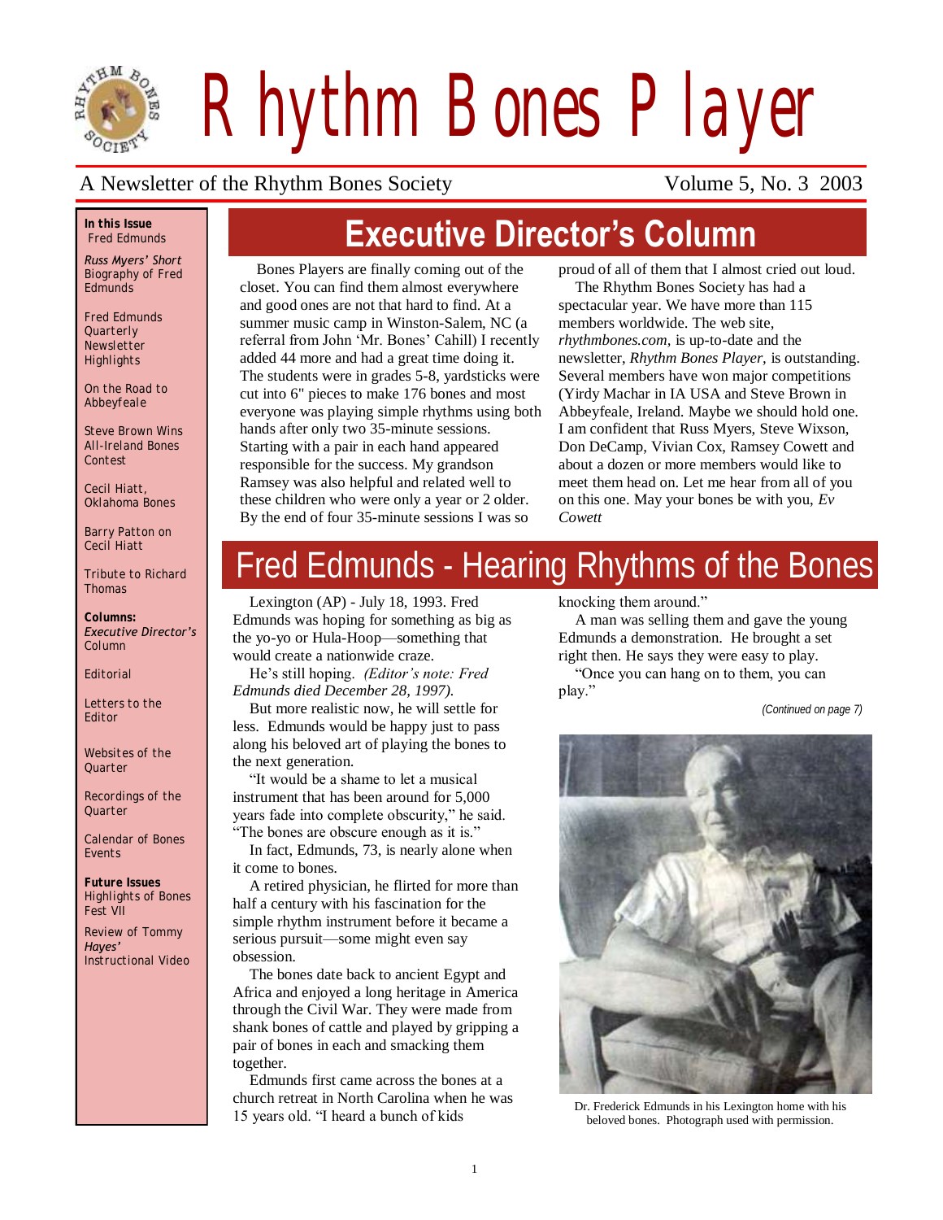# Rhythm Bones Player

A Newsletter of the Rhythm Bones Society — Volume 5, No. 3 2003

**In this Issue**
Fred Edmunds

*Russ Myers' Short* Biography of Fred Edmunds

Fred Edmunds Quarterly Newsletter Highlights

On the Road to Abbeyfeale

Steve Brown Wins All-Ireland Bones Contest

Cecil Hiatt, Oklahoma Bones

Barry Patton on Cecil Hiatt

Tribute to Richard Thomas

**Columns:**
*Executive Director's* Column

Editorial

Letters to the Editor

Websites of the Quarter

Recordings of the Quarter

Calendar of Bones Events

**Future Issues**
Highlights of Bones Fest VII

Review of Tommy *Hayes'* Instructional Video

## Executive Director's Column

Bones Players are finally coming out of the closet. You can find them almost everywhere and good ones are not that hard to find. At a summer music camp in Winston-Salem, NC (a referral from John 'Mr. Bones' Cahill) I recently added 44 more and had a great time doing it. The students were in grades 5-8, yardsticks were cut into 6" pieces to make 176 bones and most everyone was playing simple rhythms using both hands after only two 35-minute sessions. Starting with a pair in each hand appeared responsible for the success. My grandson Ramsey was also helpful and related well to these children who were only a year or 2 older. By the end of four 35-minute sessions I was so proud of all of them that I almost cried out loud.

The Rhythm Bones Society has had a spectacular year. We have more than 115 members worldwide. The web site, *rhythmbones.com,* is up-to-date and the newsletter, *Rhythm Bones Player,* is outstanding. Several members have won major competitions (Yirdy Machar in IA USA and Steve Brown in Abbeyfeale, Ireland. Maybe we should hold one. I am confident that Russ Myers, Steve Wixson, Don DeCamp, Vivian Cox, Ramsey Cowett and about a dozen or more members would like to meet them head on. Let me hear from all of you on this one. May your bones be with you, *Ev Cowett*

## Fred Edmunds - Hearing Rhythms of the Bones

Lexington (AP) - July 18, 1993. Fred Edmunds was hoping for something as big as the yo-yo or Hula-Hoop—something that would create a nationwide craze.

He's still hoping. *(Editor's note: Fred Edmunds died December 28, 1997).*

But more realistic now, he will settle for less. Edmunds would be happy just to pass along his beloved art of playing the bones to the next generation.

"It would be a shame to let a musical instrument that has been around for 5,000 years fade into complete obscurity," he said. "The bones are obscure enough as it is."

In fact, Edmunds, 73, is nearly alone when it come to bones.

A retired physician, he flirted for more than half a century with his fascination for the simple rhythm instrument before it became a serious pursuit—some might even say obsession.

The bones date back to ancient Egypt and Africa and enjoyed a long heritage in America through the Civil War. They were made from shank bones of cattle and played by gripping a pair of bones in each and smacking them together.

Edmunds first came across the bones at a church retreat in North Carolina when he was 15 years old. "I heard a bunch of kids knocking them around."

A man was selling them and gave the young Edmunds a demonstration. He brought a set right then. He says they were easy to play.

"Once you can hang on to them, you can play."

*(Continued on page 7)*

Dr. Frederick Edmunds in his Lexington home with his beloved bones. Photograph used with permission.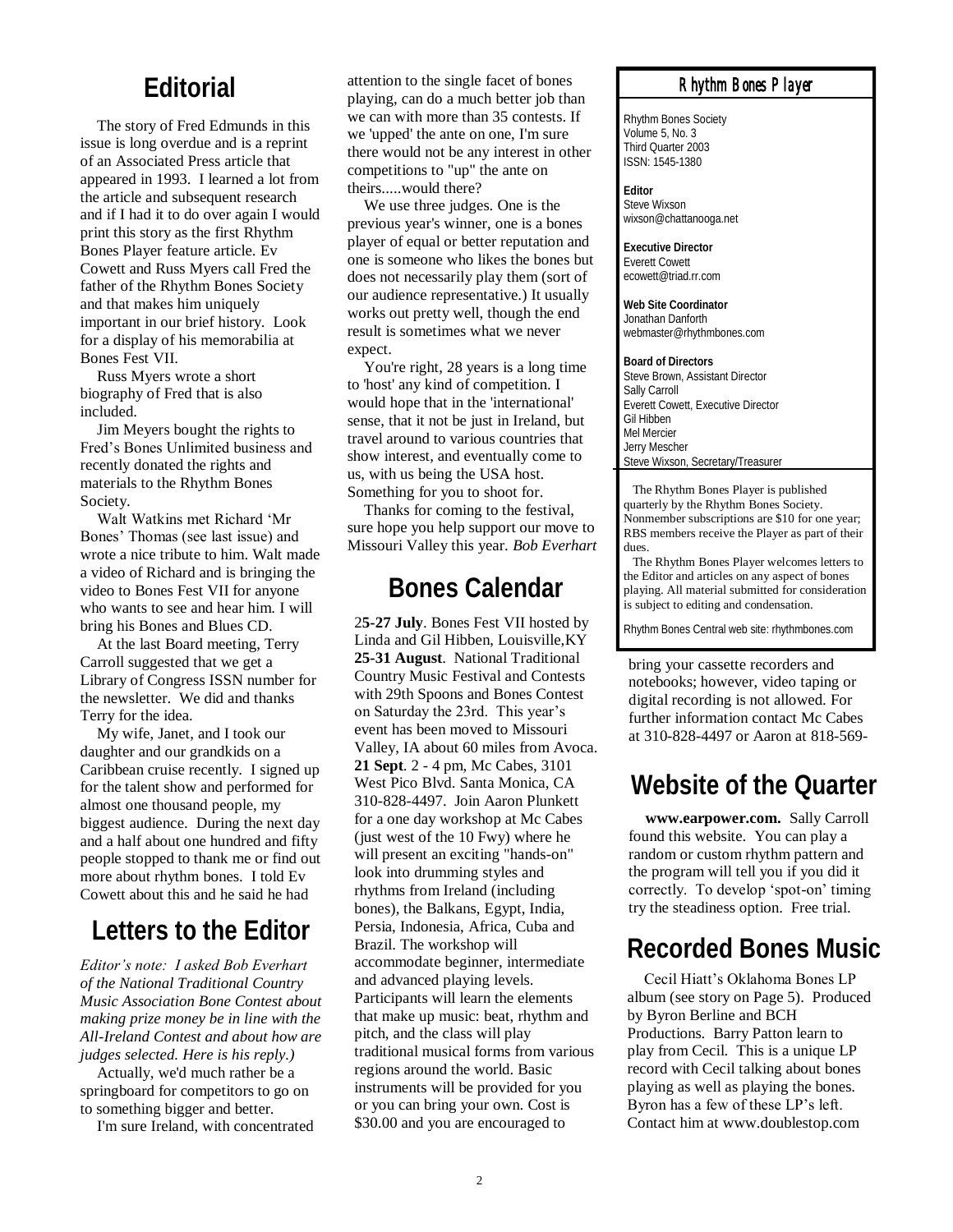## Editorial

The story of Fred Edmunds in this issue is long overdue and is a reprint of an Associated Press article that appeared in 1993. I learned a lot from the article and subsequent research and if I had it to do over again I would print this story as the first Rhythm Bones Player feature article. Ev Cowett and Russ Myers call Fred the father of the Rhythm Bones Society and that makes him uniquely important in our brief history. Look for a display of his memorabilia at Bones Fest VII.

Russ Myers wrote a short biography of Fred that is also included.

Jim Meyers bought the rights to Fred's Bones Unlimited business and recently donated the rights and materials to the Rhythm Bones Society.

Walt Watkins met Richard 'Mr Bones' Thomas (see last issue) and wrote a nice tribute to him. Walt made a video of Richard and is bringing the video to Bones Fest VII for anyone who wants to see and hear him. I will bring his Bones and Blues CD.

At the last Board meeting, Terry Carroll suggested that we get a Library of Congress ISSN number for the newsletter. We did and thanks Terry for the idea.

My wife, Janet, and I took our daughter and our grandkids on a Caribbean cruise recently. I signed up for the talent show and performed for almost one thousand people, my biggest audience. During the next day and a half about one hundred and fifty people stopped to thank me or find out more about rhythm bones. I told Ev Cowett about this and he said he had

## Letters to the Editor

*Editor's note: I asked Bob Everhart of the National Traditional Country Music Association Bone Contest about making prize money be in line with the All-Ireland Contest and about how are judges selected. Here is his reply.)*

Actually, we'd much rather be a springboard for competitors to go on to something bigger and better.

I'm sure Ireland, with concentrated attention to the single facet of bones playing, can do a much better job than we can with more than 35 contests. If we 'upped' the ante on one, I'm sure there would not be any interest in other competitions to "up" the ante on theirs.....would there?

We use three judges. One is the previous year's winner, one is a bones player of equal or better reputation and one is someone who likes the bones but does not necessarily play them (sort of our audience representative.) It usually works out pretty well, though the end result is sometimes what we never expect.

You're right, 28 years is a long time to 'host' any kind of competition. I would hope that in the 'international' sense, that it not be just in Ireland, but travel around to various countries that show interest, and eventually come to us, with us being the USA host. Something for you to shoot for.

Thanks for coming to the festival, sure hope you help support our move to Missouri Valley this year. *Bob Everhart*

## Bones Calendar

**25-27 July**. Bones Fest VII hosted by Linda and Gil Hibben, Louisville,KY

**25-31 August**. National Traditional Country Music Festival and Contests with 29th Spoons and Bones Contest on Saturday the 23rd. This year's event has been moved to Missouri Valley, IA about 60 miles from Avoca.

**21 Sept**. 2 - 4 pm, Mc Cabes, 3101 West Pico Blvd. Santa Monica, CA 310-828-4497. Join Aaron Plunkett for a one day workshop at Mc Cabes (just west of the 10 Fwy) where he will present an exciting "hands-on" look into drumming styles and rhythms from Ireland (including bones), the Balkans, Egypt, India, Persia, Indonesia, Africa, Cuba and Brazil. The workshop will accommodate beginner, intermediate and advanced playing levels. Participants will learn the elements that make up music: beat, rhythm and pitch, and the class will play traditional musical forms from various regions around the world. Basic instruments will be provided for you or you can bring your own. Cost is $30.00 and you are encouraged to bring your cassette recorders and notebooks; however, video taping or digital recording is not allowed. For further information contact Mc Cabes at 310-828-4497 or Aaron at 818-569-

### Rhythm Bones Player

Rhythm Bones Society
Volume 5, No. 3
Third Quarter 2003
ISSN: 1545-1380

**Editor**
Steve Wixson
wixson@chattanooga.net

**Executive Director**
Everett Cowett
ecowett@triad.rr.com

**Web Site Coordinator**
Jonathan Danforth
webmaster@rhythmbones.com

**Board of Directors**
Steve Brown, Assistant Director
Sally Carroll
Everett Cowett, Executive Director
Gil Hibben
Mel Mercier
Jerry Mescher
Steve Wixson, Secretary/Treasurer

The Rhythm Bones Player is published quarterly by the Rhythm Bones Society. Nonmember subscriptions are $10 for one year; RBS members receive the Player as part of their dues.

The Rhythm Bones Player welcomes letters to the Editor and articles on any aspect of bones playing. All material submitted for consideration is subject to editing and condensation.

Rhythm Bones Central web site: rhythmbones.com

## Website of the Quarter

**www.earpower.com.** Sally Carroll found this website. You can play a random or custom rhythm pattern and the program will tell you if you did it correctly. To develop 'spot-on' timing try the steadiness option. Free trial.

## Recorded Bones Music

Cecil Hiatt's Oklahoma Bones LP album (see story on Page 5). Produced by Byron Berline and BCH Productions. Barry Patton learn to play from Cecil. This is a unique LP record with Cecil talking about bones playing as well as playing the bones. Byron has a few of these LP's left. Contact him at www.doublestop.com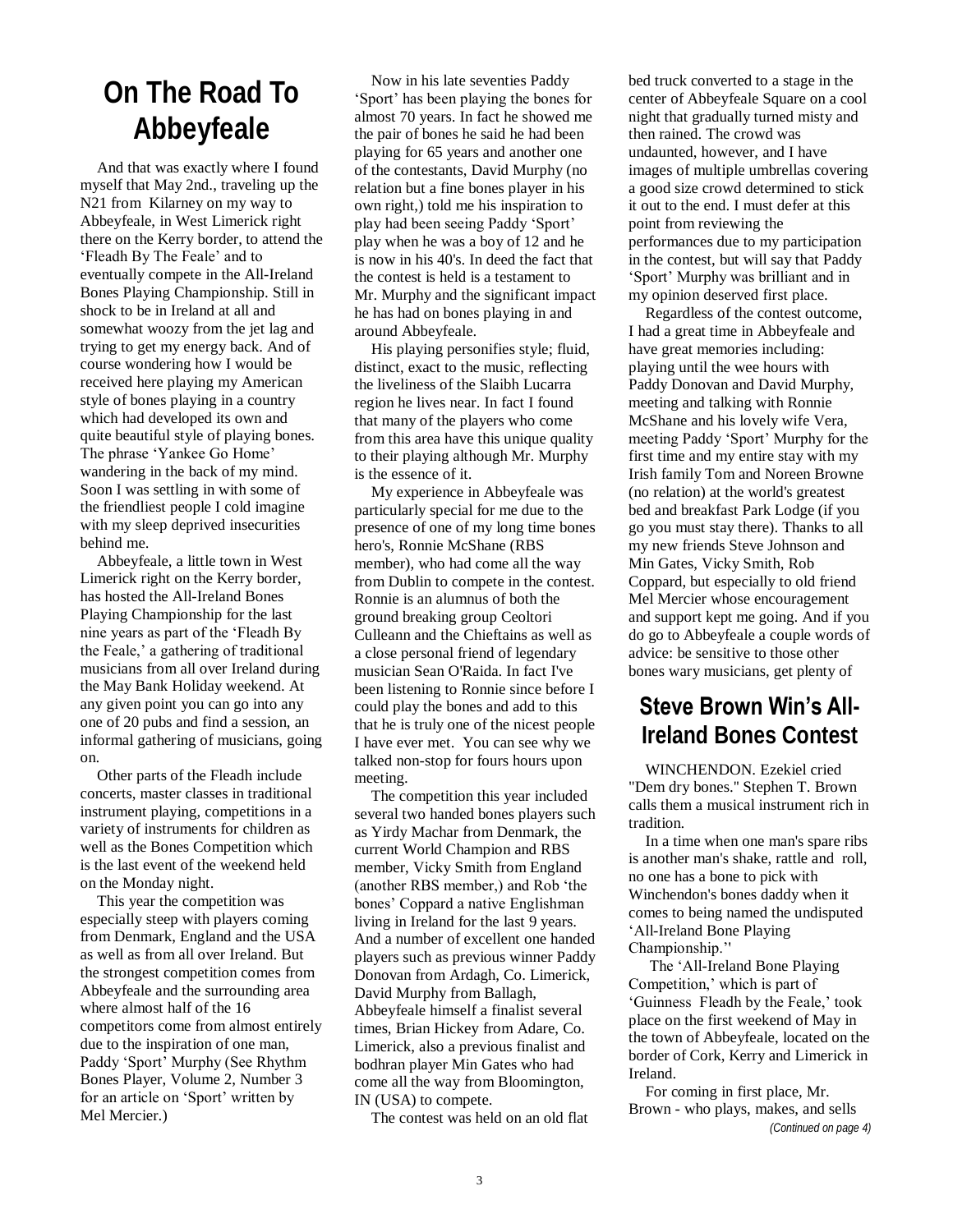# On The Road To Abbeyfeale

And that was exactly where I found myself that May 2nd., traveling up the N21 from Kilarney on my way to Abbeyfeale, in West Limerick right there on the Kerry border, to attend the 'Fleadh By The Feale' and to eventually compete in the All-Ireland Bones Playing Championship. Still in shock to be in Ireland at all and somewhat woozy from the jet lag and trying to get my energy back. And of course wondering how I would be received here playing my American style of bones playing in a country which had developed its own and quite beautiful style of playing bones. The phrase 'Yankee Go Home' wandering in the back of my mind. Soon I was settling in with some of the friendliest people I cold imagine with my sleep deprived insecurities behind me.

Abbeyfeale, a little town in West Limerick right on the Kerry border, has hosted the All-Ireland Bones Playing Championship for the last nine years as part of the 'Fleadh By the Feale,' a gathering of traditional musicians from all over Ireland during the May Bank Holiday weekend. At any given point you can go into any one of 20 pubs and find a session, an informal gathering of musicians, going on.

Other parts of the Fleadh include concerts, master classes in traditional instrument playing, competitions in a variety of instruments for children as well as the Bones Competition which is the last event of the weekend held on the Monday night.

This year the competition was especially steep with players coming from Denmark, England and the USA as well as from all over Ireland. But the strongest competition comes from Abbeyfeale and the surrounding area where almost half of the 16 competitors come from almost entirely due to the inspiration of one man, Paddy 'Sport' Murphy (See Rhythm Bones Player, Volume 2, Number 3 for an article on 'Sport' written by Mel Mercier.)

Now in his late seventies Paddy 'Sport' has been playing the bones for almost 70 years. In fact he showed me the pair of bones he said he had been playing for 65 years and another one of the contestants, David Murphy (no relation but a fine bones player in his own right,) told me his inspiration to play had been seeing Paddy 'Sport' play when he was a boy of 12 and he is now in his 40's. In deed the fact that the contest is held is a testament to Mr. Murphy and the significant impact he has had on bones playing in and around Abbeyfeale.

His playing personifies style; fluid, distinct, exact to the music, reflecting the liveliness of the Slaibh Lucarra region he lives near. In fact I found that many of the players who come from this area have this unique quality to their playing although Mr. Murphy is the essence of it.

My experience in Abbeyfeale was particularly special for me due to the presence of one of my long time bones hero's, Ronnie McShane (RBS member), who had come all the way from Dublin to compete in the contest. Ronnie is an alumnus of both the ground breaking group Ceoltori Culleann and the Chieftains as well as a close personal friend of legendary musician Sean O'Raida. In fact I've been listening to Ronnie since before I could play the bones and add to this that he is truly one of the nicest people I have ever met. You can see why we talked non-stop for fours hours upon meeting.

The competition this year included several two handed bones players such as Yirdy Machar from Denmark, the current World Champion and RBS member, Vicky Smith from England (another RBS member,) and Rob 'the bones' Coppard a native Englishman living in Ireland for the last 9 years. And a number of excellent one handed players such as previous winner Paddy Donovan from Ardagh, Co. Limerick, David Murphy from Ballagh, Abbeyfeale himself a finalist several times, Brian Hickey from Adare, Co. Limerick, also a previous finalist and bodhran player Min Gates who had come all the way from Bloomington, IN (USA) to compete.

The contest was held on an old flat bed truck converted to a stage in the center of Abbeyfeale Square on a cool night that gradually turned misty and then rained. The crowd was undaunted, however, and I have images of multiple umbrellas covering a good size crowd determined to stick it out to the end. I must defer at this point from reviewing the performances due to my participation in the contest, but will say that Paddy 'Sport' Murphy was brilliant and in my opinion deserved first place.

Regardless of the contest outcome, I had a great time in Abbeyfeale and have great memories including: playing until the wee hours with Paddy Donovan and David Murphy, meeting and talking with Ronnie McShane and his lovely wife Vera, meeting Paddy 'Sport' Murphy for the first time and my entire stay with my Irish family Tom and Noreen Browne (no relation) at the world's greatest bed and breakfast Park Lodge (if you go you must stay there). Thanks to all my new friends Steve Johnson and Min Gates, Vicky Smith, Rob Coppard, but especially to old friend Mel Mercier whose encouragement and support kept me going. And if you do go to Abbeyfeale a couple words of advice: be sensitive to those other bones wary musicians, get plenty of

# Steve Brown Win's All-Ireland Bones Contest

WINCHENDON. Ezekiel cried "Dem dry bones." Stephen T. Brown calls them a musical instrument rich in tradition.

In a time when one man's spare ribs is another man's shake, rattle and roll, no one has a bone to pick with Winchendon's bones daddy when it comes to being named the undisputed 'All-Ireland Bone Playing Championship.''

The 'All-Ireland Bone Playing Competition,' which is part of 'Guinness Fleadh by the Feale,' took place on the first weekend of May in the town of Abbeyfeale, located on the border of Cork, Kerry and Limerick in Ireland.

For coming in first place, Mr. Brown - who plays, makes, and sells

*(Continued on page 4)*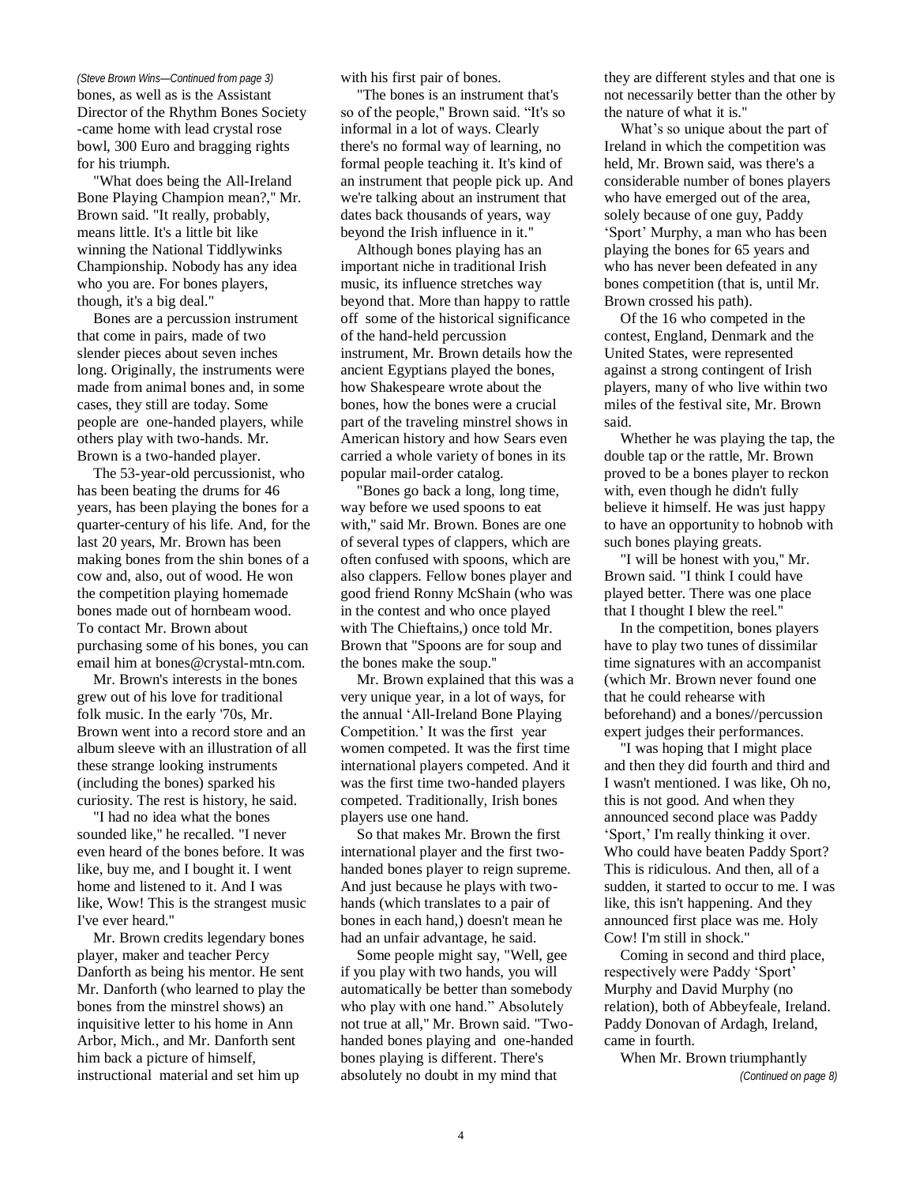*(Steve Brown Wins—Continued from page 3)*
bones, as well as is the Assistant Director of the Rhythm Bones Society -came home with lead crystal rose bowl, 300 Euro and bragging rights for his triumph.

"What does being the All-Ireland Bone Playing Champion mean?," Mr. Brown said. "It really, probably, means little. It's a little bit like winning the National Tiddlywinks Championship. Nobody has any idea who you are. For bones players, though, it's a big deal."

Bones are a percussion instrument that come in pairs, made of two slender pieces about seven inches long. Originally, the instruments were made from animal bones and, in some cases, they still are today. Some people are one-handed players, while others play with two-hands. Mr. Brown is a two-handed player.

The 53-year-old percussionist, who has been beating the drums for 46 years, has been playing the bones for a quarter-century of his life. And, for the last 20 years, Mr. Brown has been making bones from the shin bones of a cow and, also, out of wood. He won the competition playing homemade bones made out of hornbeam wood. To contact Mr. Brown about purchasing some of his bones, you can email him at bones@crystal-mtn.com.

Mr. Brown's interests in the bones grew out of his love for traditional folk music. In the early '70s, Mr. Brown went into a record store and an album sleeve with an illustration of all these strange looking instruments (including the bones) sparked his curiosity. The rest is history, he said.

"I had no idea what the bones sounded like," he recalled. "I never even heard of the bones before. It was like, buy me, and I bought it. I went home and listened to it. And I was like, Wow! This is the strangest music I've ever heard."

Mr. Brown credits legendary bones player, maker and teacher Percy Danforth as being his mentor. He sent Mr. Danforth (who learned to play the bones from the minstrel shows) an inquisitive letter to his home in Ann Arbor, Mich., and Mr. Danforth sent him back a picture of himself, instructional material and set him up with his first pair of bones.

"The bones is an instrument that's so of the people," Brown said. "It's so informal in a lot of ways. Clearly there's no formal way of learning, no formal people teaching it. It's kind of an instrument that people pick up. And we're talking about an instrument that dates back thousands of years, way beyond the Irish influence in it."

Although bones playing has an important niche in traditional Irish music, its influence stretches way beyond that. More than happy to rattle off some of the historical significance of the hand-held percussion instrument, Mr. Brown details how the ancient Egyptians played the bones, how Shakespeare wrote about the bones, how the bones were a crucial part of the traveling minstrel shows in American history and how Sears even carried a whole variety of bones in its popular mail-order catalog.

"Bones go back a long, long time, way before we used spoons to eat with," said Mr. Brown. Bones are one of several types of clappers, which are often confused with spoons, which are also clappers. Fellow bones player and good friend Ronny McShain (who was in the contest and who once played with The Chieftains,) once told Mr. Brown that "Spoons are for soup and the bones make the soup."

Mr. Brown explained that this was a very unique year, in a lot of ways, for the annual 'All-Ireland Bone Playing Competition.' It was the first year women competed. It was the first time international players competed. And it was the first time two-handed players competed. Traditionally, Irish bones players use one hand.

So that makes Mr. Brown the first international player and the first two-handed bones player to reign supreme. And just because he plays with two-hands (which translates to a pair of bones in each hand,) doesn't mean he had an unfair advantage, he said.

Some people might say, "Well, gee if you play with two hands, you will automatically be better than somebody who play with one hand." Absolutely not true at all," Mr. Brown said. "Two-handed bones playing and one-handed bones playing is different. There's absolutely no doubt in my mind that they are different styles and that one is not necessarily better than the other by the nature of what it is."

What's so unique about the part of Ireland in which the competition was held, Mr. Brown said, was there's a considerable number of bones players who have emerged out of the area, solely because of one guy, Paddy 'Sport' Murphy, a man who has been playing the bones for 65 years and who has never been defeated in any bones competition (that is, until Mr. Brown crossed his path).

Of the 16 who competed in the contest, England, Denmark and the United States, were represented against a strong contingent of Irish players, many of who live within two miles of the festival site, Mr. Brown said.

Whether he was playing the tap, the double tap or the rattle, Mr. Brown proved to be a bones player to reckon with, even though he didn't fully believe it himself. He was just happy to have an opportunity to hobnob with such bones playing greats.

"I will be honest with you," Mr. Brown said. "I think I could have played better. There was one place that I thought I blew the reel."

In the competition, bones players have to play two tunes of dissimilar time signatures with an accompanist (which Mr. Brown never found one that he could rehearse with beforehand) and a bones//percussion expert judges their performances.

"I was hoping that I might place and then they did fourth and third and I wasn't mentioned. I was like, Oh no, this is not good. And when they announced second place was Paddy 'Sport,' I'm really thinking it over. Who could have beaten Paddy Sport? This is ridiculous. And then, all of a sudden, it started to occur to me. I was like, this isn't happening. And they announced first place was me. Holy Cow! I'm still in shock."

Coming in second and third place, respectively were Paddy 'Sport' Murphy and David Murphy (no relation), both of Abbeyfeale, Ireland. Paddy Donovan of Ardagh, Ireland, came in fourth.

When Mr. Brown triumphantly

*(Continued on page 8)*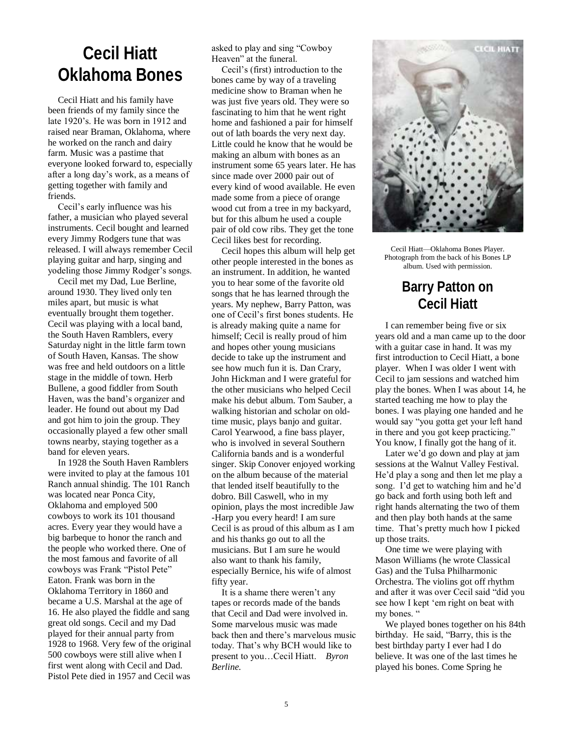# Cecil Hiatt Oklahoma Bones

Cecil Hiatt and his family have been friends of my family since the late 1920's. He was born in 1912 and raised near Braman, Oklahoma, where he worked on the ranch and dairy farm. Music was a pastime that everyone looked forward to, especially after a long day's work, as a means of getting together with family and friends.

Cecil's early influence was his father, a musician who played several instruments. Cecil bought and learned every Jimmy Rodgers tune that was released. I will always remember Cecil playing guitar and harp, singing and yodeling those Jimmy Rodger's songs.

Cecil met my Dad, Lue Berline, around 1930. They lived only ten miles apart, but music is what eventually brought them together. Cecil was playing with a local band, the South Haven Ramblers, every Saturday night in the little farm town of South Haven, Kansas. The show was free and held outdoors on a little stage in the middle of town. Herb Bullene, a good fiddler from South Haven, was the band's organizer and leader. He found out about my Dad and got him to join the group. They occasionally played a few other small towns nearby, staying together as a band for eleven years.

In 1928 the South Haven Ramblers were invited to play at the famous 101 Ranch annual shindig. The 101 Ranch was located near Ponca City, Oklahoma and employed 500 cowboys to work its 101 thousand acres. Every year they would have a big barbeque to honor the ranch and the people who worked there. One of the most famous and favorite of all cowboys was Frank "Pistol Pete" Eaton. Frank was born in the Oklahoma Territory in 1860 and became a U.S. Marshal at the age of 16. He also played the fiddle and sang great old songs. Cecil and my Dad played for their annual party from 1928 to 1968. Very few of the original 500 cowboys were still alive when I first went along with Cecil and Dad. Pistol Pete died in 1957 and Cecil was asked to play and sing "Cowboy Heaven" at the funeral.

Cecil's (first) introduction to the bones came by way of a traveling medicine show to Braman when he was just five years old. They were so fascinating to him that he went right home and fashioned a pair for himself out of lath boards the very next day. Little could he know that he would be making an album with bones as an instrument some 65 years later. He has since made over 2000 pair out of every kind of wood available. He even made some from a piece of orange wood cut from a tree in my backyard, but for this album he used a couple pair of old cow ribs. They get the tone Cecil likes best for recording.

Cecil hopes this album will help get other people interested in the bones as an instrument. In addition, he wanted you to hear some of the favorite old songs that he has learned through the years. My nephew, Barry Patton, was one of Cecil's first bones students. He is already making quite a name for himself; Cecil is really proud of him and hopes other young musicians decide to take up the instrument and see how much fun it is. Dan Crary, John Hickman and I were grateful for the other musicians who helped Cecil make his debut album. Tom Sauber, a walking historian and scholar on old-time music, plays banjo and guitar. Carol Yearwood, a fine bass player, who is involved in several Southern California bands and is a wonderful singer. Skip Conover enjoyed working on the album because of the material that lended itself beautifully to the dobro. Bill Caswell, who in my opinion, plays the most incredible Jaw -Harp you every heard! I am sure Cecil is as proud of this album as I am and his thanks go out to all the musicians. But I am sure he would also want to thank his family, especially Bernice, his wife of almost fifty year.

It is a shame there weren't any tapes or records made of the bands that Cecil and Dad were involved in. Some marvelous music was made back then and there's marvelous music today. That's why BCH would like to present to you…Cecil Hiatt. *Byron Berline.*

Cecil Hiatt—Oklahoma Bones Player. Photograph from the back of his Bones LP album. Used with permission.

## Barry Patton on Cecil Hiatt

I can remember being five or six years old and a man came up to the door with a guitar case in hand. It was my first introduction to Cecil Hiatt, a bone player. When I was older I went with Cecil to jam sessions and watched him play the bones. When I was about 14, he started teaching me how to play the bones. I was playing one handed and he would say "you gotta get your left hand in there and you got keep practicing." You know, I finally got the hang of it.

Later we'd go down and play at jam sessions at the Walnut Valley Festival. He'd play a song and then let me play a song. I'd get to watching him and he'd go back and forth using both left and right hands alternating the two of them and then play both hands at the same time. That's pretty much how I picked up those traits.

One time we were playing with Mason Williams (he wrote Classical Gas) and the Tulsa Philharmonic Orchestra. The violins got off rhythm and after it was over Cecil said "did you see how I kept 'em right on beat with my bones. "

We played bones together on his 84th birthday. He said, "Barry, this is the best birthday party I ever had I do believe. It was one of the last times he played his bones. Come Spring he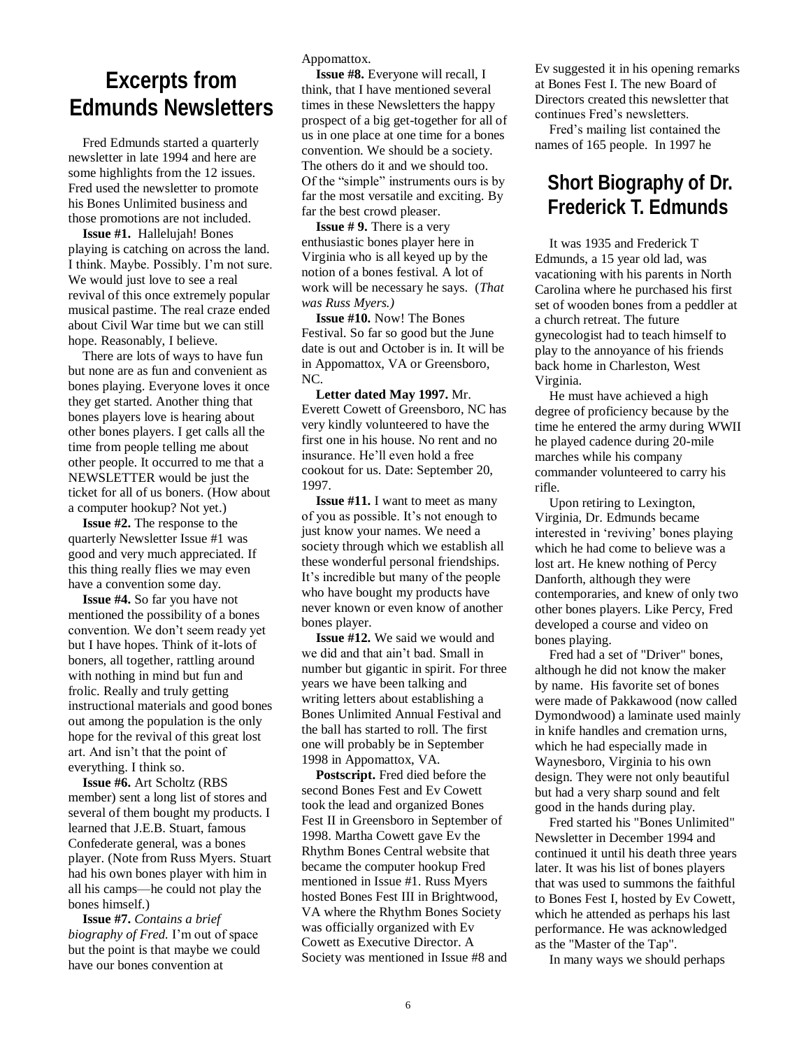# Excerpts from Edmunds Newsletters

Fred Edmunds started a quarterly newsletter in late 1994 and here are some highlights from the 12 issues. Fred used the newsletter to promote his Bones Unlimited business and those promotions are not included.

**Issue #1.** Hallelujah! Bones playing is catching on across the land. I think. Maybe. Possibly. I'm not sure. We would just love to see a real revival of this once extremely popular musical pastime. The real craze ended about Civil War time but we can still hope. Reasonably, I believe.

There are lots of ways to have fun but none are as fun and convenient as bones playing. Everyone loves it once they get started. Another thing that bones players love is hearing about other bones players. I get calls all the time from people telling me about other people. It occurred to me that a NEWSLETTER would be just the ticket for all of us boners. (How about a computer hookup? Not yet.)

**Issue #2.** The response to the quarterly Newsletter Issue #1 was good and very much appreciated. If this thing really flies we may even have a convention some day.

**Issue #4.** So far you have not mentioned the possibility of a bones convention. We don't seem ready yet but I have hopes. Think of it-lots of boners, all together, rattling around with nothing in mind but fun and frolic. Really and truly getting instructional materials and good bones out among the population is the only hope for the revival of this great lost art. And isn't that the point of everything. I think so.

**Issue #6.** Art Scholtz (RBS member) sent a long list of stores and several of them bought my products. I learned that J.E.B. Stuart, famous Confederate general, was a bones player. (Note from Russ Myers. Stuart had his own bones player with him in all his camps—he could not play the bones himself.)

**Issue #7.** *Contains a brief biography of Fred.* I'm out of space but the point is that maybe we could have our bones convention at Appomattox.

**Issue #8.** Everyone will recall, I think, that I have mentioned several times in these Newsletters the happy prospect of a big get-together for all of us in one place at one time for a bones convention. We should be a society. The others do it and we should too. Of the "simple" instruments ours is by far the most versatile and exciting. By far the best crowd pleaser.

**Issue # 9.** There is a very enthusiastic bones player here in Virginia who is all keyed up by the notion of a bones festival. A lot of work will be necessary he says. (*That was Russ Myers.)*

**Issue #10.** Now! The Bones Festival. So far so good but the June date is out and October is in. It will be in Appomattox, VA or Greensboro, NC.

**Letter dated May 1997.** Mr. Everett Cowett of Greensboro, NC has very kindly volunteered to have the first one in his house. No rent and no insurance. He'll even hold a free cookout for us. Date: September 20, 1997.

**Issue #11.** I want to meet as many of you as possible. It's not enough to just know your names. We need a society through which we establish all these wonderful personal friendships. It's incredible but many of the people who have bought my products have never known or even know of another bones player.

**Issue #12.** We said we would and we did and that ain't bad. Small in number but gigantic in spirit. For three years we have been talking and writing letters about establishing a Bones Unlimited Annual Festival and the ball has started to roll. The first one will probably be in September 1998 in Appomattox, VA.

**Postscript.** Fred died before the second Bones Fest and Ev Cowett took the lead and organized Bones Fest II in Greensboro in September of 1998. Martha Cowett gave Ev the Rhythm Bones Central website that became the computer hookup Fred mentioned in Issue #1. Russ Myers hosted Bones Fest III in Brightwood, VA where the Rhythm Bones Society was officially organized with Ev Cowett as Executive Director. A Society was mentioned in Issue #8 and Ev suggested it in his opening remarks at Bones Fest I. The new Board of Directors created this newsletter that continues Fred's newsletters.

Fred's mailing list contained the names of 165 people. In 1997 he

# Short Biography of Dr. Frederick T. Edmunds

It was 1935 and Frederick T Edmunds, a 15 year old lad, was vacationing with his parents in North Carolina where he purchased his first set of wooden bones from a peddler at a church retreat. The future gynecologist had to teach himself to play to the annoyance of his friends back home in Charleston, West Virginia.

He must have achieved a high degree of proficiency because by the time he entered the army during WWII he played cadence during 20-mile marches while his company commander volunteered to carry his rifle.

Upon retiring to Lexington, Virginia, Dr. Edmunds became interested in 'reviving' bones playing which he had come to believe was a lost art. He knew nothing of Percy Danforth, although they were contemporaries, and knew of only two other bones players. Like Percy, Fred developed a course and video on bones playing.

Fred had a set of "Driver" bones, although he did not know the maker by name. His favorite set of bones were made of Pakkawood (now called Dymondwood) a laminate used mainly in knife handles and cremation urns, which he had especially made in Waynesboro, Virginia to his own design. They were not only beautiful but had a very sharp sound and felt good in the hands during play.

Fred started his "Bones Unlimited" Newsletter in December 1994 and continued it until his death three years later. It was his list of bones players that was used to summons the faithful to Bones Fest I, hosted by Ev Cowett, which he attended as perhaps his last performance. He was acknowledged as the "Master of the Tap".

In many ways we should perhaps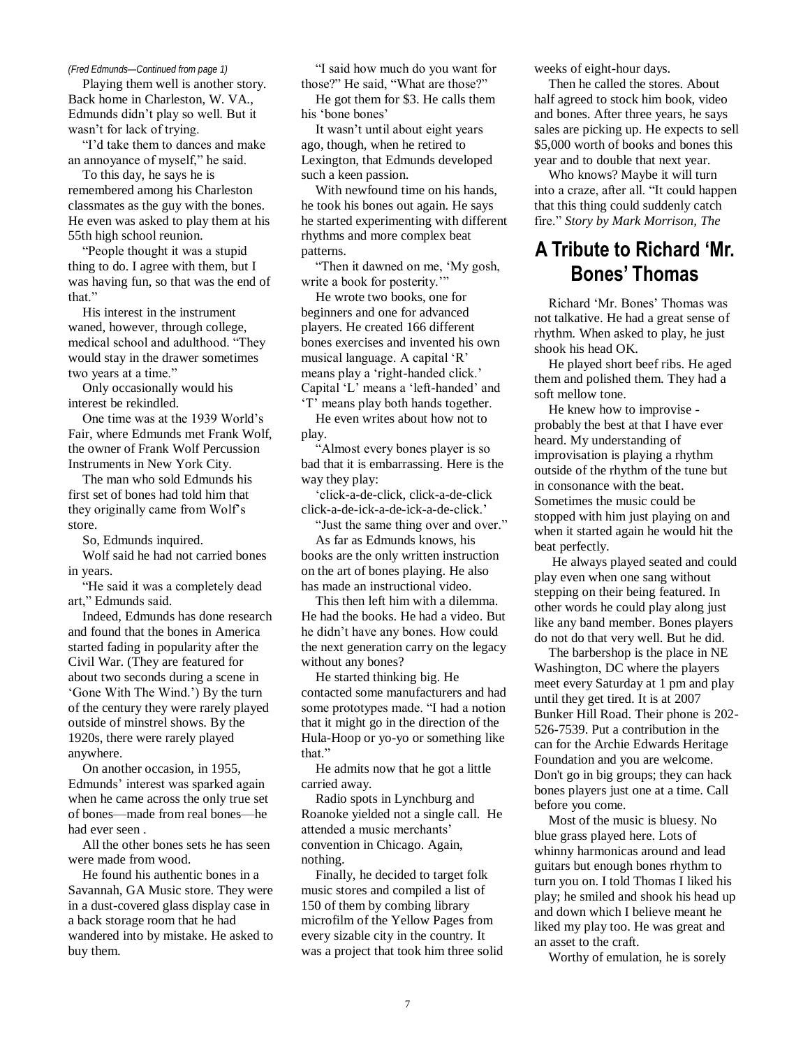*(Fred Edmunds—Continued from page 1)*

Playing them well is another story. Back home in Charleston, W. VA., Edmunds didn't play so well. But it wasn't for lack of trying.

"I'd take them to dances and make an annoyance of myself," he said.

To this day, he says he is remembered among his Charleston classmates as the guy with the bones. He even was asked to play them at his 55th high school reunion.

"People thought it was a stupid thing to do. I agree with them, but I was having fun, so that was the end of that."

His interest in the instrument waned, however, through college, medical school and adulthood. "They would stay in the drawer sometimes two years at a time."

Only occasionally would his interest be rekindled.

One time was at the 1939 World's Fair, where Edmunds met Frank Wolf, the owner of Frank Wolf Percussion Instruments in New York City.

The man who sold Edmunds his first set of bones had told him that they originally came from Wolf's store.

So, Edmunds inquired.

Wolf said he had not carried bones in years.

"He said it was a completely dead art," Edmunds said.

Indeed, Edmunds has done research and found that the bones in America started fading in popularity after the Civil War. (They are featured for about two seconds during a scene in 'Gone With The Wind.') By the turn of the century they were rarely played outside of minstrel shows. By the 1920s, there were rarely played anywhere.

On another occasion, in 1955, Edmunds' interest was sparked again when he came across the only true set of bones—made from real bones—he had ever seen .

All the other bones sets he has seen were made from wood.

He found his authentic bones in a Savannah, GA Music store. They were in a dust-covered glass display case in a back storage room that he had wandered into by mistake. He asked to buy them.

"I said how much do you want for those?" He said, "What are those?"

He got them for $3. He calls them his 'bone bones'

It wasn't until about eight years ago, though, when he retired to Lexington, that Edmunds developed such a keen passion.

With newfound time on his hands, he took his bones out again. He says he started experimenting with different rhythms and more complex beat patterns.

"Then it dawned on me, 'My gosh, write a book for posterity.'"

He wrote two books, one for beginners and one for advanced players. He created 166 different bones exercises and invented his own musical language. A capital 'R' means play a 'right-handed click.' Capital 'L' means a 'left-handed' and 'T' means play both hands together.

He even writes about how not to play.

"Almost every bones player is so bad that it is embarrassing. Here is the way they play:

'click-a-de-click, click-a-de-click click-a-de-ick-a-de-ick-a-de-click.'

"Just the same thing over and over."

As far as Edmunds knows, his books are the only written instruction on the art of bones playing. He also has made an instructional video.

This then left him with a dilemma. He had the books. He had a video. But he didn't have any bones. How could the next generation carry on the legacy without any bones?

He started thinking big. He contacted some manufacturers and had some prototypes made. "I had a notion that it might go in the direction of the Hula-Hoop or yo-yo or something like that."

He admits now that he got a little carried away.

Radio spots in Lynchburg and Roanoke yielded not a single call. He attended a music merchants' convention in Chicago. Again, nothing.

Finally, he decided to target folk music stores and compiled a list of 150 of them by combing library microfilm of the Yellow Pages from every sizable city in the country. It was a project that took him three solid weeks of eight-hour days.

Then he called the stores. About half agreed to stock him book, video and bones. After three years, he says sales are picking up. He expects to sell $5,000 worth of books and bones this year and to double that next year.

Who knows? Maybe it will turn into a craze, after all. "It could happen that this thing could suddenly catch fire." *Story by Mark Morrison, The*

## A Tribute to Richard 'Mr. Bones' Thomas

Richard 'Mr. Bones' Thomas was not talkative. He had a great sense of rhythm. When asked to play, he just shook his head OK.

He played short beef ribs. He aged them and polished them. They had a soft mellow tone.

He knew how to improvise - probably the best at that I have ever heard. My understanding of improvisation is playing a rhythm outside of the rhythm of the tune but in consonance with the beat. Sometimes the music could be stopped with him just playing on and when it started again he would hit the beat perfectly.

He always played seated and could play even when one sang without stepping on their being featured. In other words he could play along just like any band member. Bones players do not do that very well. But he did.

The barbershop is the place in NE Washington, DC where the players meet every Saturday at 1 pm and play until they get tired. It is at 2007 Bunker Hill Road. Their phone is 202-526-7539. Put a contribution in the can for the Archie Edwards Heritage Foundation and you are welcome. Don't go in big groups; they can hack bones players just one at a time. Call before you come.

Most of the music is bluesy. No blue grass played here. Lots of whinny harmonicas around and lead guitars but enough bones rhythm to turn you on. I told Thomas I liked his play; he smiled and shook his head up and down which I believe meant he liked my play too. He was great and an asset to the craft.

Worthy of emulation, he is sorely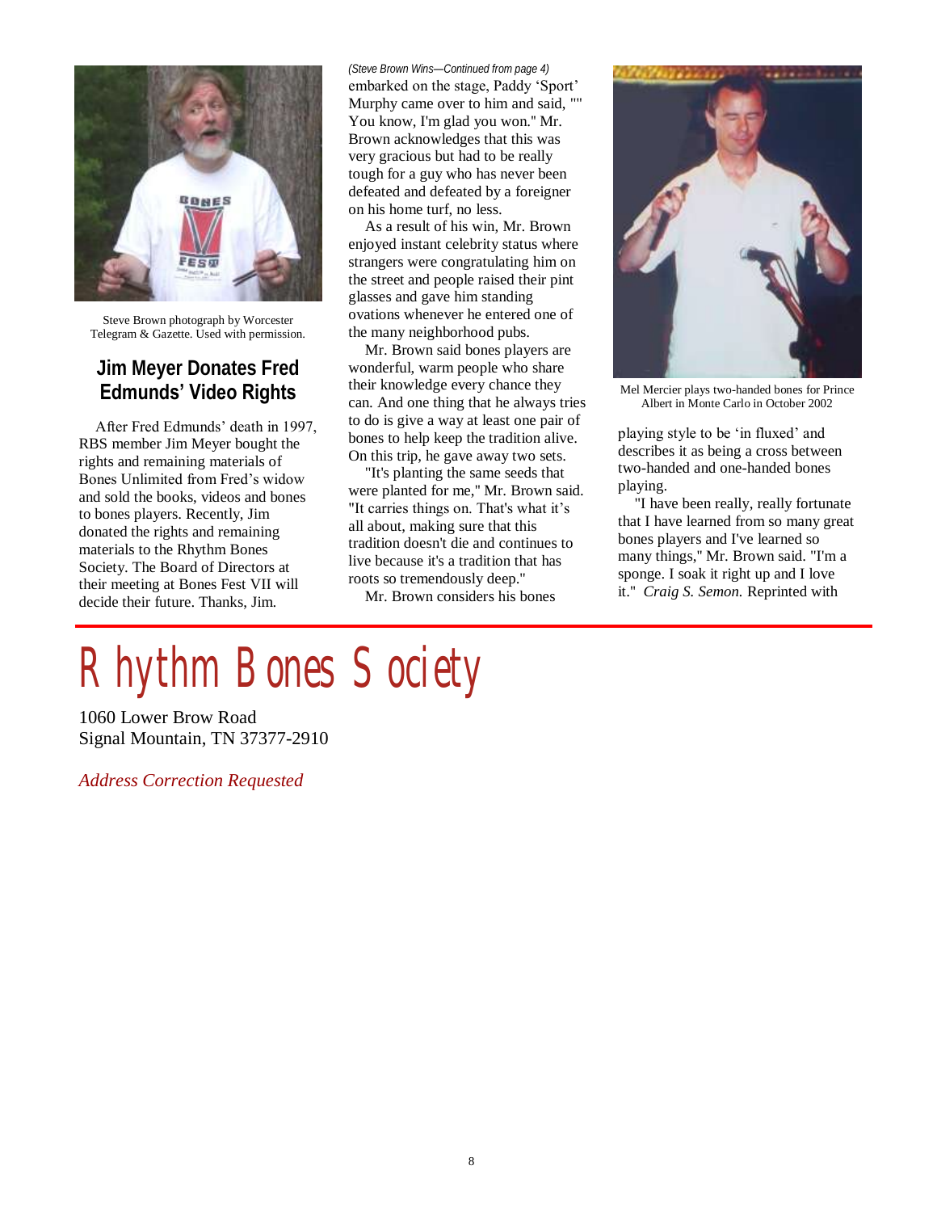Steve Brown photograph by Worcester Telegram & Gazette. Used with permission.

## Jim Meyer Donates Fred Edmunds' Video Rights

After Fred Edmunds' death in 1997, RBS member Jim Meyer bought the rights and remaining materials of Bones Unlimited from Fred's widow and sold the books, videos and bones to bones players. Recently, Jim donated the rights and remaining materials to the Rhythm Bones Society. The Board of Directors at their meeting at Bones Fest VII will decide their future. Thanks, Jim.

*(Steve Brown Wins—Continued from page 4)*

embarked on the stage, Paddy 'Sport' Murphy came over to him and said, "" You know, I'm glad you won." Mr. Brown acknowledges that this was very gracious but had to be really tough for a guy who has never been defeated and defeated by a foreigner on his home turf, no less.

As a result of his win, Mr. Brown enjoyed instant celebrity status where strangers were congratulating him on the street and people raised their pint glasses and gave him standing ovations whenever he entered one of the many neighborhood pubs.

Mr. Brown said bones players are wonderful, warm people who share their knowledge every chance they can. And one thing that he always tries to do is give a way at least one pair of bones to help keep the tradition alive. On this trip, he gave away two sets.

"It's planting the same seeds that were planted for me," Mr. Brown said. "It carries things on. That's what it's all about, making sure that this tradition doesn't die and continues to live because it's a tradition that has roots so tremendously deep."

Mr. Brown considers his bones playing style to be 'in fluxed' and describes it as being a cross between two-handed and one-handed bones playing.

"I have been really, really fortunate that I have learned from so many great bones players and I've learned so many things," Mr. Brown said. "I'm a sponge. I soak it right up and I love it." *Craig S. Semon.* Reprinted with

Mel Mercier plays two-handed bones for Prince Albert in Monte Carlo in October 2002

# Rhythm Bones Society

1060 Lower Brow Road
Signal Mountain, TN 37377-2910

*Address Correction Requested*